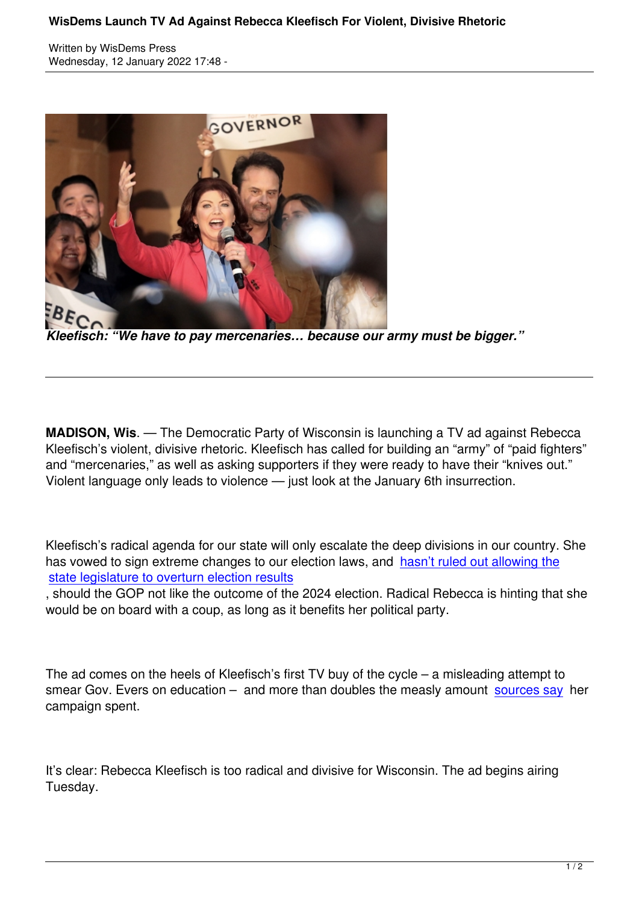# WisDems Launch TV Ad Against Rebecca Kleefisch For Violent, Divisive Rhetoric

Written by WisDems Press
Wednesday, 12 January 2022 17:48 -

***Kleefisch: "We have to pay mercenaries… because our army must be bigger."***

**MADISON, Wis**. — The Democratic Party of Wisconsin is launching a TV ad against Rebecca Kleefisch's violent, divisive rhetoric. Kleefisch has called for building an "army" of "paid fighters" and "mercenaries," as well as asking supporters if they were ready to have their "knives out." Violent language only leads to violence — just look at the January 6th insurrection.

Kleefisch's radical agenda for our state will only escalate the deep divisions in our country. She has vowed to sign extreme changes to our election laws, and hasn't ruled out allowing the state legislature to overturn election results, should the GOP not like the outcome of the 2024 election. Radical Rebecca is hinting that she would be on board with a coup, as long as it benefits her political party.

The ad comes on the heels of Kleefisch's first TV buy of the cycle – a misleading attempt to smear Gov. Evers on education – and more than doubles the measly amount sources say her campaign spent.

It's clear: Rebecca Kleefisch is too radical and divisive for Wisconsin. The ad begins airing Tuesday.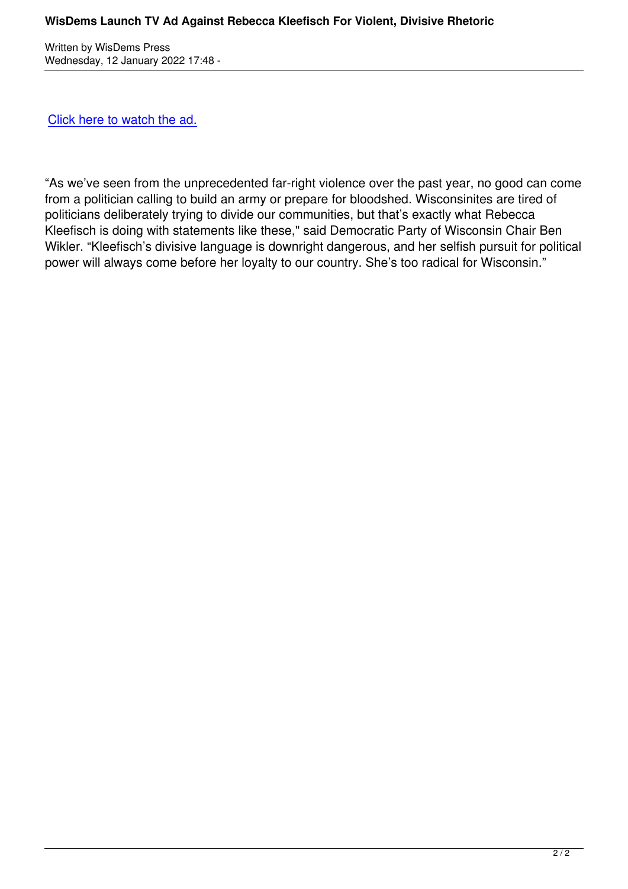[Click here to watch the ad.]

“As we’ve seen from the unprecedented far-right violence over the past year, no good can come from a politician calling to build an army or prepare for bloodshed. Wisconsinites are tired of politicians deliberately trying to divide our communities, but that’s exactly what Rebecca Kleefisch is doing with statements like these," said Democratic Party of Wisconsin Chair Ben Wikler. “Kleefisch’s divisive language is downright dangerous, and her selfish pursuit for political power will always come before her loyalty to our country. She’s too radical for Wisconsin.”